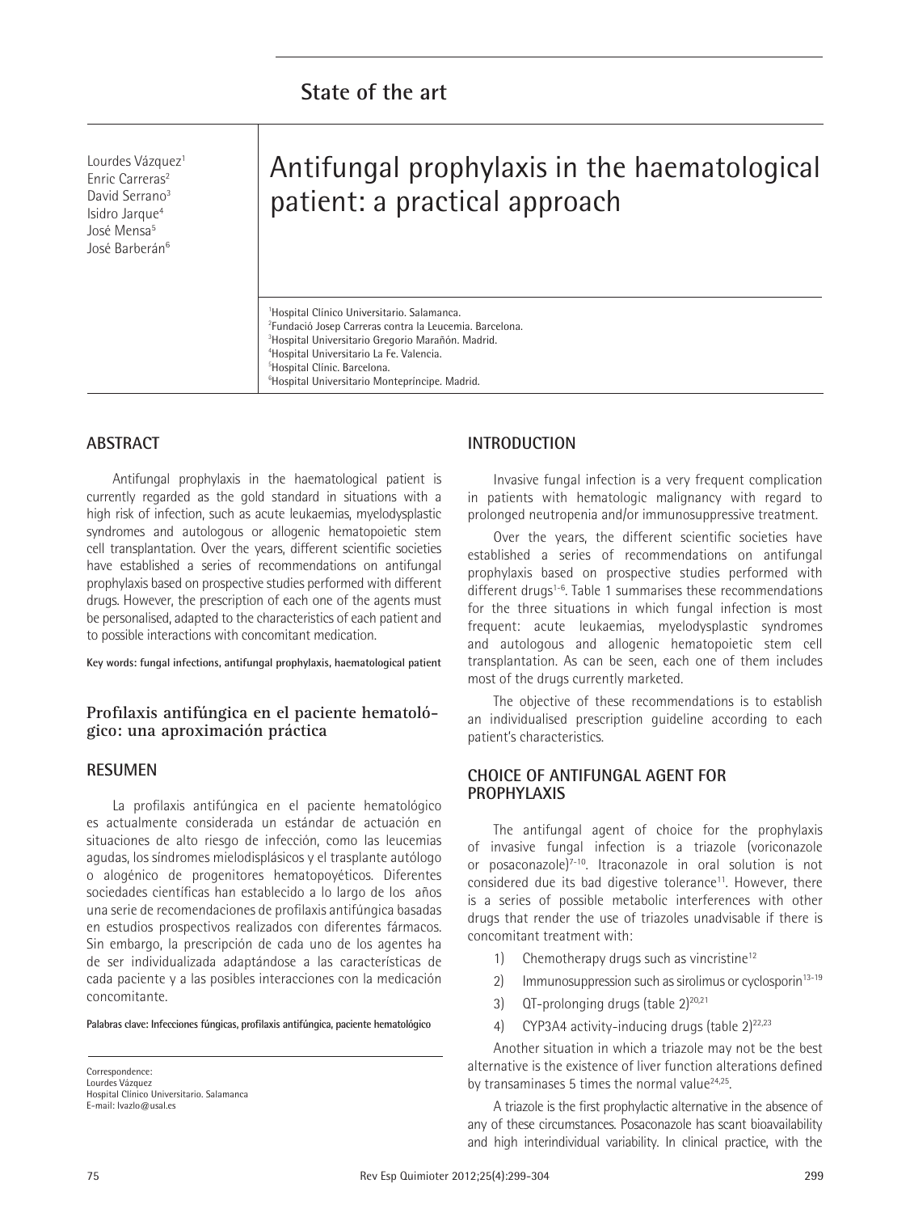## State of the art

Lourdes Vázquez[1]
Enric Carreras[2]
David Serrano[3]
Isidro Jarque[4]
José Mensa[5]
José Barberán[6]

# Antifungal prophylaxis in the haematological patient: a practical approach

[1]Hospital Clínico Universitario. Salamanca.
[2]Fundació Josep Carreras contra la Leucemia. Barcelona.
[3]Hospital Universitario Gregorio Marañón. Madrid.
[4]Hospital Universitario La Fe. Valencia.
[5]Hospital Clínic. Barcelona.
[6]Hospital Universitario Montepríncipe. Madrid.

## ABSTRACT

Antifungal prophylaxis in the haematological patient is currently regarded as the gold standard in situations with a high risk of infection, such as acute leukaemias, myelodysplastic syndromes and autologous or allogenic hematopoietic stem cell transplantation. Over the years, different scientific societies have established a series of recommendations on antifungal prophylaxis based on prospective studies performed with different drugs. However, the prescription of each one of the agents must be personalised, adapted to the characteristics of each patient and to possible interactions with concomitant medication.

**Key words: fungal infections, antifungal prophylaxis, haematological patient**

### Profilaxis antifúngica en el paciente hematológico: una aproximación práctica

## RESUMEN

La profilaxis antifúngica en el paciente hematológico es actualmente considerada un estándar de actuación en situaciones de alto riesgo de infección, como las leucemias agudas, los síndromes mielodisplásicos y el trasplante autólogo o alogénico de progenitores hematopoyéticos. Diferentes sociedades científicas han establecido a lo largo de los años una serie de recomendaciones de profilaxis antifúngica basadas en estudios prospectivos realizados con diferentes fármacos. Sin embargo, la prescripción de cada uno de los agentes ha de ser individualizada adaptándose a las características de cada paciente y a las posibles interacciones con la medicación concomitante.

**Palabras clave: Infecciones fúngicas, profilaxis antifúngica, paciente hematológico**

Correspondence:
Lourdes Vázquez
Hospital Clínico Universitario. Salamanca
E-mail: lvazlo@usal.es

## INTRODUCTION

Invasive fungal infection is a very frequent complication in patients with hematologic malignancy with regard to prolonged neutropenia and/or immunosuppressive treatment.

Over the years, the different scientific societies have established a series of recommendations on antifungal prophylaxis based on prospective studies performed with different drugs[1-6]. Table 1 summarises these recommendations for the three situations in which fungal infection is most frequent: acute leukaemias, myelodysplastic syndromes and autologous and allogenic hematopoietic stem cell transplantation. As can be seen, each one of them includes most of the drugs currently marketed.

The objective of these recommendations is to establish an individualised prescription guideline according to each patient's characteristics.

## CHOICE OF ANTIFUNGAL AGENT FOR PROPHYLAXIS

The antifungal agent of choice for the prophylaxis of invasive fungal infection is a triazole (voriconazole or posaconazole)[7-10]. Itraconazole in oral solution is not considered due its bad digestive tolerance[11]. However, there is a series of possible metabolic interferences with other drugs that render the use of triazoles unadvisable if there is concomitant treatment with:

1) Chemotherapy drugs such as vincristine[12]
2) Immunosuppression such as sirolimus or cyclosporin[13-19]
3) QT-prolonging drugs (table 2)[20,21]
4) CYP3A4 activity-inducing drugs (table 2)[22,23]

Another situation in which a triazole may not be the best alternative is the existence of liver function alterations defined by transaminases 5 times the normal value[24,25].

A triazole is the first prophylactic alternative in the absence of any of these circumstances. Posaconazole has scant bioavailability and high interindividual variability. In clinical practice, with the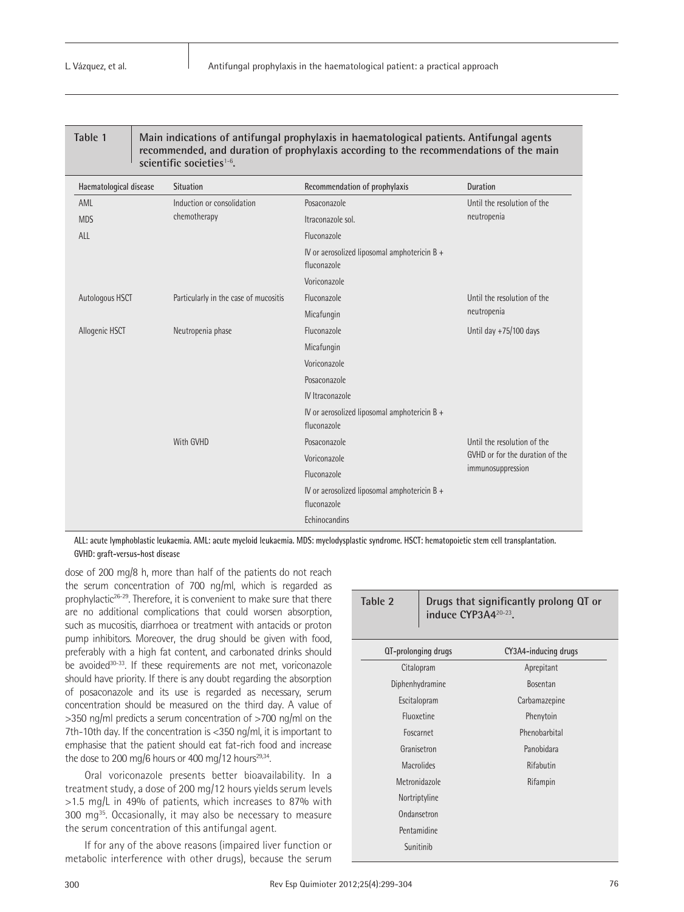**Table 1** Main indications of antifungal prophylaxis in haematological patients. Antifungal agents recommended, and duration of prophylaxis according to the recommendations of the main scientific societies[1-6].

| Haematological disease | Situation | Recommendation of prophylaxis | Duration |
|---|---|---|---|
| AML<br>MDS<br>ALL | Induction or consolidation chemotherapy | Posaconazole | Until the resolution of the neutropenia |
| | | Itraconazole sol. | |
| | | Fluconazole | |
| | | IV or aerosolized liposomal amphotericin B + fluconazole | |
| | | Voriconazole | |
| Autologous HSCT | Particularly in the case of mucositis | Fluconazole | Until the resolution of the neutropenia |
| | | Micafungin | |
| Allogenic HSCT | Neutropenia phase | Fluconazole | Until day +75/100 days |
| | | Micafungin | |
| | | Voriconazole | |
| | | Posaconazole | |
| | | IV Itraconazole | |
| | | IV or aerosolized liposomal amphotericin B + fluconazole | |
| | With GVHD | Posaconazole | Until the resolution of the GVHD or for the duration of the immunosuppression |
| | | Voriconazole | |
| | | Fluconazole | |
| | | IV or aerosolized liposomal amphotericin B + fluconazole | |
| | | Echinocandins | |

ALL: acute lymphoblastic leukaemia. AML: acute myeloid leukaemia. MDS: myelodysplastic syndrome. HSCT: hematopoietic stem cell transplantation. GVHD: graft-versus-host disease

dose of 200 mg/8 h, more than half of the patients do not reach the serum concentration of 700 ng/ml, which is regarded as prophylactic[26-29]. Therefore, it is convenient to make sure that there are no additional complications that could worsen absorption, such as mucositis, diarrhoea or treatment with antacids or proton pump inhibitors. Moreover, the drug should be given with food, preferably with a high fat content, and carbonated drinks should be avoided[30-33]. If these requirements are not met, voriconazole should have priority. If there is any doubt regarding the absorption of posaconazole and its use is regarded as necessary, serum concentration should be measured on the third day. A value of >350 ng/ml predicts a serum concentration of >700 ng/ml on the 7th-10th day. If the concentration is <350 ng/ml, it is important to emphasise that the patient should eat fat-rich food and increase the dose to 200 mg/6 hours or 400 mg/12 hours[29,34].

Oral voriconazole presents better bioavailability. In a treatment study, a dose of 200 mg/12 hours yields serum levels >1.5 mg/L in 49% of patients, which increases to 87% with 300 mg[35]. Occasionally, it may also be necessary to measure the serum concentration of this antifungal agent.

If for any of the above reasons (impaired liver function or metabolic interference with other drugs), because the serum

**Table 2** Drugs that significantly prolong QT or induce CYP3A4[20-23].

| QT-prolonging drugs | CY3A4-inducing drugs |
|---|---|
| Citalopram | Aprepitant |
| Diphenhydramine | Bosentan |
| Escitalopram | Carbamazepine |
| Fluoxetine | Phenytoin |
| Foscarnet | Phenobarbital |
| Granisetron | Panobidara |
| Macrolides | Rifabutin |
| Metronidazole | Rifampin |
| Nortriptyline | |
| Ondansetron | |
| Pentamidine | |
| Sunitinib | |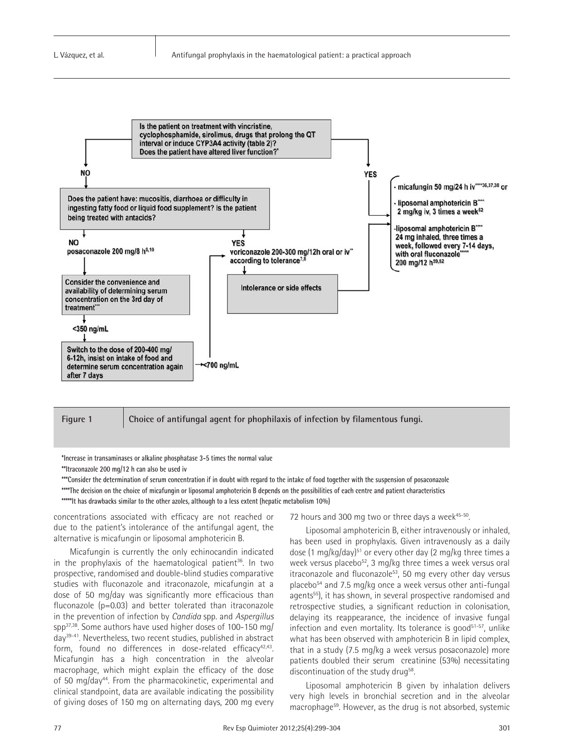Is the patient on treatment with vincristine, cyclophosphamide, sirolimus, drugs that prolong the QT interval or induce CYP3A4 activity (table 2)? Does the patient have altered liver function?*

**NO**

Does the patient have: mucositis, diarrhoea or difficulty in ingesting fatty food or liquid food supplement? Is the patient being treated with antacids?

**NO** posaconazole 200 mg/8 h[9,10]

Consider the convenience and availability of determining serum concentration on the 3rd day of treatment***

<350 ng/mL

Switch to the dose of 200-400 mg/ 6-12h, insist on intake of food and determine serum concentration again after 7 days

<700 ng/mL

**YES** voriconazole 200-300 mg/12h oral or iv** according to tolerance[7,8]

Intolerance or side effects

**YES**

- micafungin 50 mg/24 h iv****[36,37,38] or
- liposomal amphotericin B**** 2 mg/kg iv, 3 times a week[52]
- liposomal amphotericin B**** 24 mg inhaled, three times a week, followed every 7-14 days, with oral fluconazole***** 200 mg/12 h[59,62]

**Figure 1** Choice of antifungal agent for phophilaxis of infection by filamentous fungi.

*Increase in transaminases or alkaline phosphatase 3-5 times the normal value

**Itraconazole 200 mg/12 h can also be used iv

***Consider the determination of serum concentration if in doubt with regard to the intake of food together with the suspension of posaconazole

****The decision on the choice of micafungin or liposomal amphotericin B depends on the possibilities of each centre and patient characteristics

*****It has drawbacks similar to the other azoles, although to a less extent (hepatic metabolism 10%)

concentrations associated with efficacy are not reached or due to the patient's intolerance of the antifungal agent, the alternative is micafungin or liposomal amphotericin B.

Micafungin is currently the only echinocandin indicated in the prophylaxis of the haematological patient[36]. In two prospective, randomised and double-blind studies comparative studies with fluconazole and itraconazole, micafungin at a dose of 50 mg/day was significantly more efficacious than fluconazole (p=0.03) and better tolerated than itraconazole in the prevention of infection by *Candida* spp. and *Aspergillus* spp[37,38]. Some authors have used higher doses of 100-150 mg/day[39-41]. Nevertheless, two recent studies, published in abstract form, found no differences in dose-related efficacy[42,43]. Micafungin has a high concentration in the alveolar macrophage, which might explain the efficacy of the dose of 50 mg/day[44]. From the pharmacokinetic, experimental and clinical standpoint, data are available indicating the possibility of giving doses of 150 mg on alternating days, 200 mg every 72 hours and 300 mg two or three days a week[45-50].

Liposomal amphotericin B, either intravenously or inhaled, has been used in prophylaxis. Given intravenously as a daily dose (1 mg/kg/day)[51] or every other day (2 mg/kg three times a week versus placebo[52], 3 mg/kg three times a week versus oral itraconazole and fluconazole[53], 50 mg every other day versus placebo[54] and 7.5 mg/kg once a week versus other anti-fungal agents[55]), it has shown, in several prospective randomised and retrospective studies, a significant reduction in colonisation, delaying its reappearance, the incidence of invasive fungal infection and even mortality. Its tolerance is good[51-57], unlike what has been observed with amphotericin B in lipid complex, that in a study (7.5 mg/kg a week versus posaconazole) more patients doubled their serum creatinine (53%) necessitating discontinuation of the study drug[58].

Liposomal amphotericin B given by inhalation delivers very high levels in bronchial secretion and in the alveolar macrophage[59]. However, as the drug is not absorbed, systemic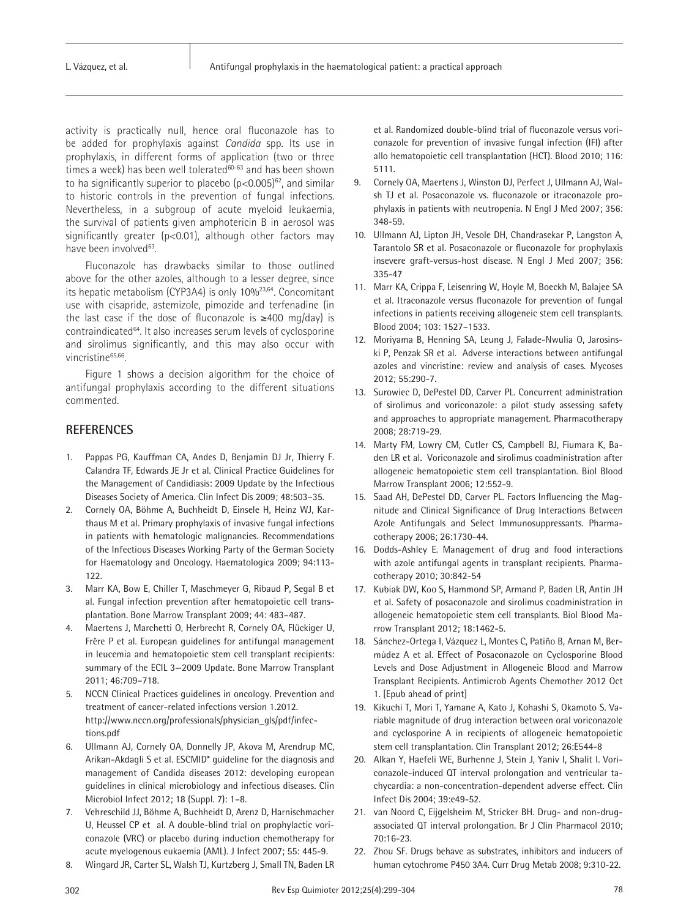activity is practically null, hence oral fluconazole has to be added for prophylaxis against *Candida* spp. Its use in prophylaxis, in different forms of application (two or three times a week) has been well tolerated[60-63] and has been shown to ha significantly superior to placebo ($p<0.005$)[62], and similar to historic controls in the prevention of fungal infections. Nevertheless, in a subgroup of acute myeloid leukaemia, the survival of patients given amphotericin B in aerosol was significantly greater ($p<0.01$), although other factors may have been involved[63].

Fluconazole has drawbacks similar to those outlined above for the other azoles, although to a lesser degree, since its hepatic metabolism (CYP3A4) is only 10%[23,64]. Concomitant use with cisapride, astemizole, pimozide and terfenadine (in the last case if the dose of fluconazole is ≥400 mg/day) is contraindicated[64]. It also increases serum levels of cyclosporine and sirolimus significantly, and this may also occur with vincristine[65,66].

Figure 1 shows a decision algorithm for the choice of antifungal prophylaxis according to the different situations commented.

## REFERENCES

1. Pappas PG, Kauffman CA, Andes D, Benjamin DJ Jr, Thierry F. Calandra TF, Edwards JE Jr et al. Clinical Practice Guidelines for the Management of Candidiasis: 2009 Update by the Infectious Diseases Society of America. Clin Infect Dis 2009; 48:503–35.
2. Cornely OA, Böhme A, Buchheidt D, Einsele H, Heinz WJ, Karthaus M et al. Primary prophylaxis of invasive fungal infections in patients with hematologic malignancies. Recommendations of the Infectious Diseases Working Party of the German Society for Haematology and Oncology. Haematologica 2009; 94:113-122.
3. Marr KA, Bow E, Chiller T, Maschmeyer G, Ribaud P, Segal B et al. Fungal infection prevention after hematopoietic cell transplantation. Bone Marrow Transplant 2009; 44: 483–487.
4. Maertens J, Marchetti O, Herbrecht R, Cornely OA, Flückiger U, Frêre P et al. European guidelines for antifungal management in leucemia and hematopoietic stem cell transplant recipients: summary of the ECIL 3—2009 Update. Bone Marrow Transplant 2011; 46:709–718.
5. NCCN Clinical Practices guidelines in oncology. Prevention and treatment of cancer-related infections version 1.2012. http://www.nccn.org/professionals/physician_gls/pdf/infections.pdf
6. Ullmann AJ, Cornely OA, Donnelly JP, Akova M, Arendrup MC, Arikan-Akdagli S et al. ESCMID* guideline for the diagnosis and management of Candida diseases 2012: developing european guidelines in clinical microbiology and infectious diseases. Clin Microbiol Infect 2012; 18 (Suppl. 7): 1–8.
7. Vehreschild JJ, Böhme A, Buchheidt D, Arenz D, Harnischmacher U, Heussel CP et al. A double-blind trial on prophylactic voriconazole (VRC) or placebo during induction chemotherapy for acute myelogenous eukaemia (AML). J Infect 2007; 55: 445-9.
8. Wingard JR, Carter SL, Walsh TJ, Kurtzberg J, Small TN, Baden LR et al. Randomized double-blind trial of fluconazole versus voriconazole for prevention of invasive fungal infection (IFI) after allo hematopoietic cell transplantation (HCT). Blood 2010; 116: 5111.
9. Cornely OA, Maertens J, Winston DJ, Perfect J, Ullmann AJ, Walsh TJ et al. Posaconazole vs. fluconazole or itraconazole prophylaxis in patients with neutropenia. N Engl J Med 2007; 356: 348-59.
10. Ullmann AJ, Lipton JH, Vesole DH, Chandrasekar P, Langston A, Tarantolo SR et al. Posaconazole or fluconazole for prophylaxis insevere graft-versus-host disease. N Engl J Med 2007; 356: 335-47
11. Marr KA, Crippa F, Leisenring W, Hoyle M, Boeckh M, Balajee SA et al. Itraconazole versus fluconazole for prevention of fungal infections in patients receiving allogeneic stem cell transplants. Blood 2004; 103: 1527–1533.
12. Moriyama B, Henning SA, Leung J, Falade-Nwulia O, Jarosinski P, Penzak SR et al. Adverse interactions between antifungal azoles and vincristine: review and analysis of cases. Mycoses 2012; 55:290-7.
13. Surowiec D, DePestel DD, Carver PL. Concurrent administration of sirolimus and voriconazole: a pilot study assessing safety and approaches to appropriate management. Pharmacotherapy 2008; 28:719-29.
14. Marty FM, Lowry CM, Cutler CS, Campbell BJ, Fiumara K, Baden LR et al. Voriconazole and sirolimus coadministration after allogeneic hematopoietic stem cell transplantation. Biol Blood Marrow Transplant 2006; 12:552-9.
15. Saad AH, DePestel DD, Carver PL. Factors Influencing the Magnitude and Clinical Significance of Drug Interactions Between Azole Antifungals and Select Immunosuppressants. Pharmacotherapy 2006; 26:1730-44.
16. Dodds-Ashley E. Management of drug and food interactions with azole antifungal agents in transplant recipients. Pharmacotherapy 2010; 30:842-54
17. Kubiak DW, Koo S, Hammond SP, Armand P, Baden LR, Antin JH et al. Safety of posaconazole and sirolimus coadministration in allogeneic hematopoietic stem cell transplants. Biol Blood Marrow Transplant 2012; 18:1462-5.
18. Sánchez-Ortega I, Vázquez L, Montes C, Patiño B, Arnan M, Bermúdez A et al. Effect of Posaconazole on Cyclosporine Blood Levels and Dose Adjustment in Allogeneic Blood and Marrow Transplant Recipients. Antimicrob Agents Chemother 2012 Oct 1. [Epub ahead of print]
19. Kikuchi T, Mori T, Yamane A, Kato J, Kohashi S, Okamoto S. Variable magnitude of drug interaction between oral voriconazole and cyclosporine A in recipients of allogeneic hematopoietic stem cell transplantation. Clin Transplant 2012; 26:E544-8
20. Alkan Y, Haefeli WE, Burhenne J, Stein J, Yaniv I, Shalit I. Voriconazole-induced QT interval prolongation and ventricular tachycardia: a non-concentration-dependent adverse effect. Clin Infect Dis 2004; 39:e49-52.
21. van Noord C, Eijgelsheim M, Stricker BH. Drug- and non-drug-associated QT interval prolongation. Br J Clin Pharmacol 2010; 70:16-23.
22. Zhou SF. Drugs behave as substrates, inhibitors and inducers of human cytochrome P450 3A4. Curr Drug Metab 2008; 9:310-22.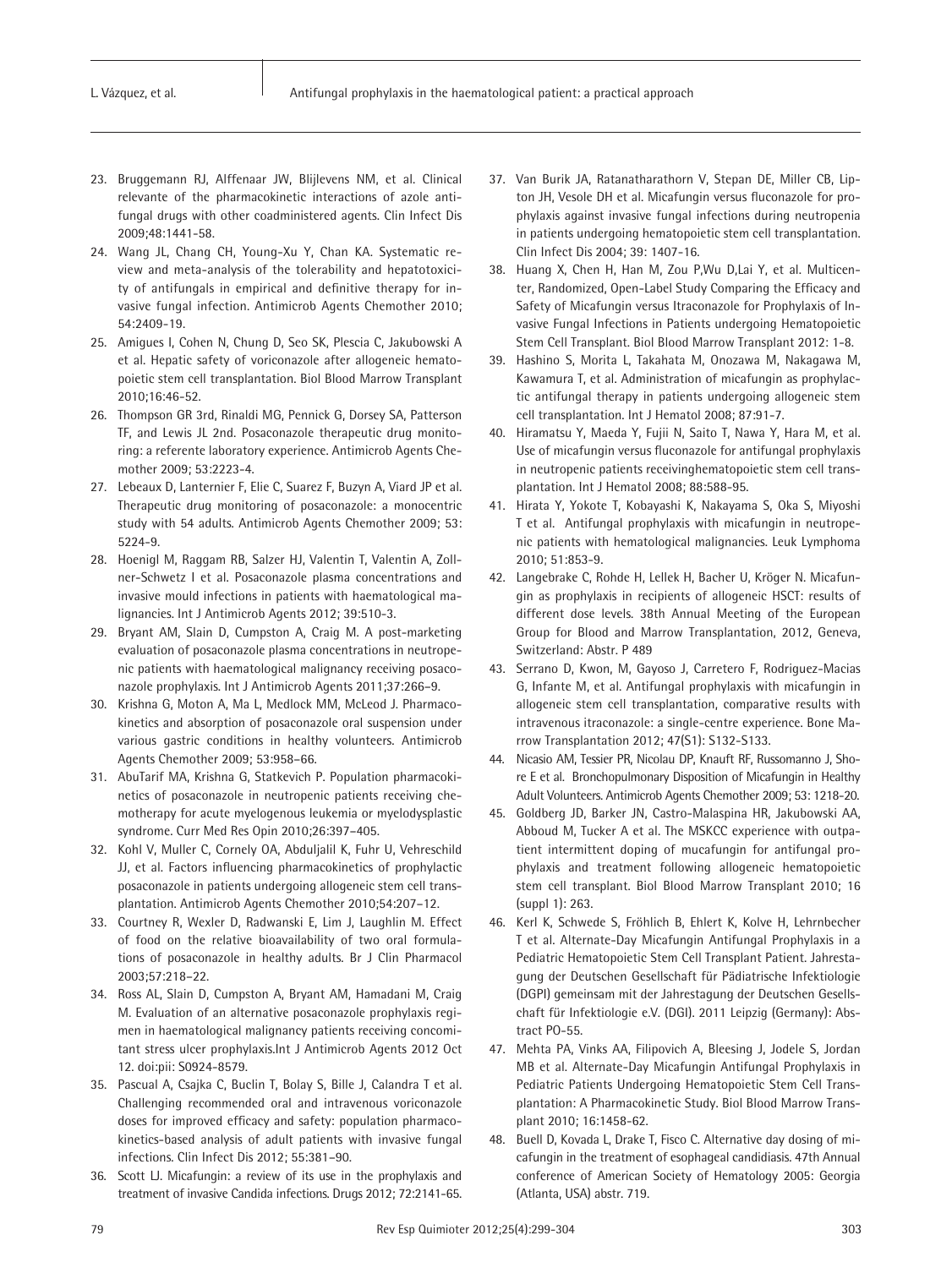23. Bruggemann RJ, Alffenaar JW, Blijlevens NM, et al. Clinical relevante of the pharmacokinetic interactions of azole antifungal drugs with other coadministered agents. Clin Infect Dis 2009;48:1441-58.
24. Wang JL, Chang CH, Young-Xu Y, Chan KA. Systematic review and meta-analysis of the tolerability and hepatotoxicity of antifungals in empirical and definitive therapy for invasive fungal infection. Antimicrob Agents Chemother 2010; 54:2409-19.
25. Amigues I, Cohen N, Chung D, Seo SK, Plescia C, Jakubowski A et al. Hepatic safety of voriconazole after allogeneic hematopoietic stem cell transplantation. Biol Blood Marrow Transplant 2010;16:46-52.
26. Thompson GR 3rd, Rinaldi MG, Pennick G, Dorsey SA, Patterson TF, and Lewis JL 2nd. Posaconazole therapeutic drug monitoring: a referente laboratory experience. Antimicrob Agents Chemother 2009; 53:2223-4.
27. Lebeaux D, Lanternier F, Elie C, Suarez F, Buzyn A, Viard JP et al. Therapeutic drug monitoring of posaconazole: a monocentric study with 54 adults. Antimicrob Agents Chemother 2009; 53: 5224-9.
28. Hoenigl M, Raggam RB, Salzer HJ, Valentin T, Valentin A, Zollner-Schwetz I et al. Posaconazole plasma concentrations and invasive mould infections in patients with haematological malignancies. Int J Antimicrob Agents 2012; 39:510-3.
29. Bryant AM, Slain D, Cumpston A, Craig M. A post-marketing evaluation of posaconazole plasma concentrations in neutropenic patients with haematological malignancy receiving posaconazole prophylaxis. Int J Antimicrob Agents 2011;37:266–9.
30. Krishna G, Moton A, Ma L, Medlock MM, McLeod J. Pharmacokinetics and absorption of posaconazole oral suspension under various gastric conditions in healthy volunteers. Antimicrob Agents Chemother 2009; 53:958–66.
31. AbuTarif MA, Krishna G, Statkevich P. Population pharmacokinetics of posaconazole in neutropenic patients receiving chemotherapy for acute myelogenous leukemia or myelodysplastic syndrome. Curr Med Res Opin 2010;26:397–405.
32. Kohl V, Muller C, Cornely OA, Abduljalil K, Fuhr U, Vehreschild JJ, et al. Factors influencing pharmacokinetics of prophylactic posaconazole in patients undergoing allogeneic stem cell transplantation. Antimicrob Agents Chemother 2010;54:207–12.
33. Courtney R, Wexler D, Radwanski E, Lim J, Laughlin M. Effect of food on the relative bioavailability of two oral formulations of posaconazole in healthy adults. Br J Clin Pharmacol 2003;57:218–22.
34. Ross AL, Slain D, Cumpston A, Bryant AM, Hamadani M, Craig M. Evaluation of an alternative posaconazole prophylaxis regimen in haematological malignancy patients receiving concomitant stress ulcer prophylaxis.Int J Antimicrob Agents 2012 Oct 12. doi:pii: S0924-8579.
35. Pascual A, Csajka C, Buclin T, Bolay S, Bille J, Calandra T et al. Challenging recommended oral and intravenous voriconazole doses for improved efficacy and safety: population pharmacokinetics-based analysis of adult patients with invasive fungal infections. Clin Infect Dis 2012; 55:381–90.
36. Scott LJ. Micafungin: a review of its use in the prophylaxis and treatment of invasive Candida infections. Drugs 2012; 72:2141-65.
37. Van Burik JA, Ratanatharathorn V, Stepan DE, Miller CB, Lipton JH, Vesole DH et al. Micafungin versus fluconazole for prophylaxis against invasive fungal infections during neutropenia in patients undergoing hematopoietic stem cell transplantation. Clin Infect Dis 2004; 39: 1407-16.
38. Huang X, Chen H, Han M, Zou P,Wu D,Lai Y, et al. Multicenter, Randomized, Open-Label Study Comparing the Efficacy and Safety of Micafungin versus Itraconazole for Prophylaxis of Invasive Fungal Infections in Patients undergoing Hematopoietic Stem Cell Transplant. Biol Blood Marrow Transplant 2012: 1-8.
39. Hashino S, Morita L, Takahata M, Onozawa M, Nakagawa M, Kawamura T, et al. Administration of micafungin as prophylactic antifungal therapy in patients undergoing allogeneic stem cell transplantation. Int J Hematol 2008; 87:91-7.
40. Hiramatsu Y, Maeda Y, Fujii N, Saito T, Nawa Y, Hara M, et al. Use of micafungin versus fluconazole for antifungal prophylaxis in neutropenic patients receivinghematopoietic stem cell transplantation. Int J Hematol 2008; 88:588-95.
41. Hirata Y, Yokote T, Kobayashi K, Nakayama S, Oka S, Miyoshi T et al. Antifungal prophylaxis with micafungin in neutropenic patients with hematological malignancies. Leuk Lymphoma 2010; 51:853-9.
42. Langebrake C, Rohde H, Lellek H, Bacher U, Kröger N. Micafungin as prophylaxis in recipients of allogeneic HSCT: results of different dose levels. 38th Annual Meeting of the European Group for Blood and Marrow Transplantation, 2012, Geneva, Switzerland: Abstr. P 489
43. Serrano D, Kwon, M, Gayoso J, Carretero F, Rodriguez-Macias G, Infante M, et al. Antifungal prophylaxis with micafungin in allogeneic stem cell transplantation, comparative results with intravenous itraconazole: a single-centre experience. Bone Marrow Transplantation 2012; 47(S1): S132-S133.
44. Nicasio AM, Tessier PR, Nicolau DP, Knauft RF, Russomanno J, Shore E et al. Bronchopulmonary Disposition of Micafungin in Healthy Adult Volunteers. Antimicrob Agents Chemother 2009; 53: 1218-20.
45. Goldberg JD, Barker JN, Castro-Malaspina HR, Jakubowski AA, Abboud M, Tucker A et al. The MSKCC experience with outpatient intermittent doping of mucafungin for antifungal prophylaxis and treatment following allogeneic hematopoietic stem cell transplant. Biol Blood Marrow Transplant 2010; 16 (suppl 1): 263.
46. Kerl K, Schwede S, Fröhlich B, Ehlert K, Kolve H, Lehrnbecher T et al. Alternate-Day Micafungin Antifungal Prophylaxis in a Pediatric Hematopoietic Stem Cell Transplant Patient. Jahrestagung der Deutschen Gesellschaft für Pädiatrische Infektiologie (DGPI) gemeinsam mit der Jahrestagung der Deutschen Gesellschaft für Infektiologie e.V. (DGI). 2011 Leipzig (Germany): Abstract PO-55.
47. Mehta PA, Vinks AA, Filipovich A, Bleesing J, Jodele S, Jordan MB et al. Alternate-Day Micafungin Antifungal Prophylaxis in Pediatric Patients Undergoing Hematopoietic Stem Cell Transplantation: A Pharmacokinetic Study. Biol Blood Marrow Transplant 2010; 16:1458-62.
48. Buell D, Kovada L, Drake T, Fisco C. Alternative day dosing of micafungin in the treatment of esophageal candidiasis. 47th Annual conference of American Society of Hematology 2005: Georgia (Atlanta, USA) abstr. 719.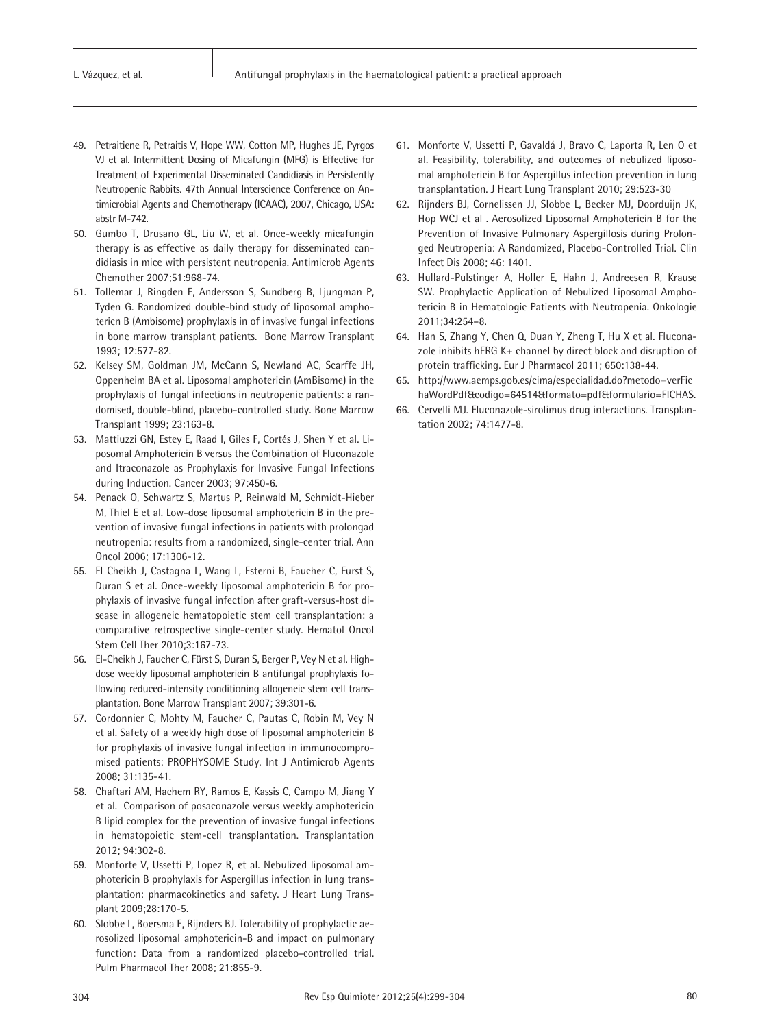49. Petraitiene R, Petraitis V, Hope WW, Cotton MP, Hughes JE, Pyrgos VJ et al. Intermittent Dosing of Micafungin (MFG) is Effective for Treatment of Experimental Disseminated Candidiasis in Persistently Neutropenic Rabbits. 47th Annual Interscience Conference on Antimicrobial Agents and Chemotherapy (ICAAC), 2007, Chicago, USA: abstr M-742.
50. Gumbo T, Drusano GL, Liu W, et al. Once-weekly micafungin therapy is as effective as daily therapy for disseminated candidiasis in mice with persistent neutropenia. Antimicrob Agents Chemother 2007;51:968-74.
51. Tollemar J, Ringden E, Andersson S, Sundberg B, Ljungman P, Tyden G. Randomized double-bind study of liposomal amphotericn B (Ambisome) prophylaxis in of invasive fungal infections in bone marrow transplant patients. Bone Marrow Transplant 1993; 12:577-82.
52. Kelsey SM, Goldman JM, McCann S, Newland AC, Scarffe JH, Oppenheim BA et al. Liposomal amphotericin (AmBisome) in the prophylaxis of fungal infections in neutropenic patients: a randomised, double-blind, placebo-controlled study. Bone Marrow Transplant 1999; 23:163-8.
53. Mattiuzzi GN, Estey E, Raad I, Giles F, Cortés J, Shen Y et al. Liposomal Amphotericin B versus the Combination of Fluconazole and Itraconazole as Prophylaxis for Invasive Fungal Infections during Induction. Cancer 2003; 97:450-6.
54. Penack O, Schwartz S, Martus P, Reinwald M, Schmidt-Hieber M, Thiel E et al. Low-dose liposomal amphotericin B in the prevention of invasive fungal infections in patients with prolongad neutropenia: results from a randomized, single-center trial. Ann Oncol 2006; 17:1306-12.
55. El Cheikh J, Castagna L, Wang L, Esterni B, Faucher C, Furst S, Duran S et al. Once-weekly liposomal amphotericin B for prophylaxis of invasive fungal infection after graft-versus-host disease in allogeneic hematopoietic stem cell transplantation: a comparative retrospective single-center study. Hematol Oncol Stem Cell Ther 2010;3:167-73.
56. El-Cheikh J, Faucher C, Fürst S, Duran S, Berger P, Vey N et al. High-dose weekly liposomal amphotericin B antifungal prophylaxis following reduced-intensity conditioning allogeneic stem cell transplantation. Bone Marrow Transplant 2007; 39:301-6.
57. Cordonnier C, Mohty M, Faucher C, Pautas C, Robin M, Vey N et al. Safety of a weekly high dose of liposomal amphotericin B for prophylaxis of invasive fungal infection in immunocompromised patients: PROPHYSOME Study. Int J Antimicrob Agents 2008; 31:135-41.
58. Chaftari AM, Hachem RY, Ramos E, Kassis C, Campo M, Jiang Y et al. Comparison of posaconazole versus weekly amphotericin B lipid complex for the prevention of invasive fungal infections in hematopoietic stem-cell transplantation. Transplantation 2012; 94:302-8.
59. Monforte V, Ussetti P, Lopez R, et al. Nebulized liposomal amphotericin B prophylaxis for Aspergillus infection in lung transplantation: pharmacokinetics and safety. J Heart Lung Transplant 2009;28:170-5.
60. Slobbe L, Boersma E, Rijnders BJ. Tolerability of prophylactic aerosolized liposomal amphotericin-B and impact on pulmonary function: Data from a randomized placebo-controlled trial. Pulm Pharmacol Ther 2008; 21:855-9.
61. Monforte V, Ussetti P, Gavaldá J, Bravo C, Laporta R, Len O et al. Feasibility, tolerability, and outcomes of nebulized liposomal amphotericin B for Aspergillus infection prevention in lung transplantation. J Heart Lung Transplant 2010; 29:523-30
62. Rijnders BJ, Cornelissen JJ, Slobbe L, Becker MJ, Doorduijn JK, Hop WCJ et al . Aerosolized Liposomal Amphotericin B for the Prevention of Invasive Pulmonary Aspergillosis during Prolonged Neutropenia: A Randomized, Placebo-Controlled Trial. Clin Infect Dis 2008; 46: 1401.
63. Hullard-Pulstinger A, Holler E, Hahn J, Andreesen R, Krause SW. Prophylactic Application of Nebulized Liposomal Amphotericin B in Hematologic Patients with Neutropenia. Onkologie 2011;34:254–8.
64. Han S, Zhang Y, Chen Q, Duan Y, Zheng T, Hu X et al. Fluconazole inhibits hERG K+ channel by direct block and disruption of protein trafficking. Eur J Pharmacol 2011; 650:138-44.
65. http://www.aemps.gob.es/cima/especialidad.do?metodo=verFichaWordPdf&codigo=64514&formato=pdf&formulario=FICHAS.
66. Cervelli MJ. Fluconazole-sirolimus drug interactions. Transplantation 2002; 74:1477-8.